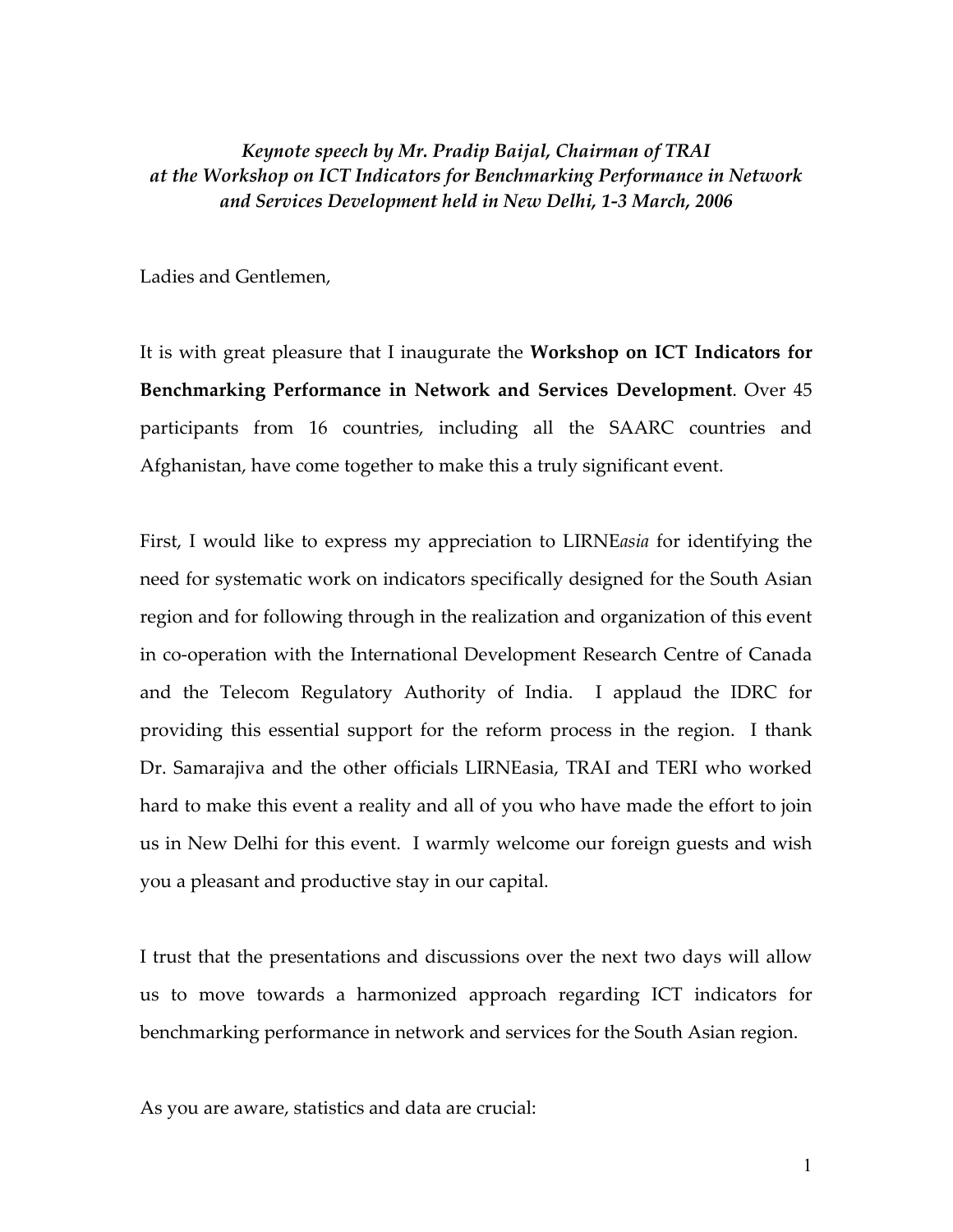*Keynote speech by Mr. Pradip Baijal, Chairman of TRAI at the Workshop on ICT Indicators for Benchmarking Performance in Network and Services Development held in New Delhi, 1-3 March, 2006*

Ladies and Gentlemen,

It is with great pleasure that I inaugurate the **Workshop on ICT Indicators for Benchmarking Performance in Network and Services Development**. Over 45 participants from 16 countries, including all the SAARC countries and Afghanistan, have come together to make this a truly significant event.

First, I would like to express my appreciation to LIRNE*asia* for identifying the need for systematic work on indicators specifically designed for the South Asian region and for following through in the realization and organization of this event in co-operation with the International Development Research Centre of Canada and the Telecom Regulatory Authority of India. I applaud the IDRC for providing this essential support for the reform process in the region. I thank Dr. Samarajiva and the other officials LIRNEasia, TRAI and TERI who worked hard to make this event a reality and all of you who have made the effort to join us in New Delhi for this event. I warmly welcome our foreign guests and wish you a pleasant and productive stay in our capital.

I trust that the presentations and discussions over the next two days will allow us to move towards a harmonized approach regarding ICT indicators for benchmarking performance in network and services for the South Asian region.

As you are aware, statistics and data are crucial: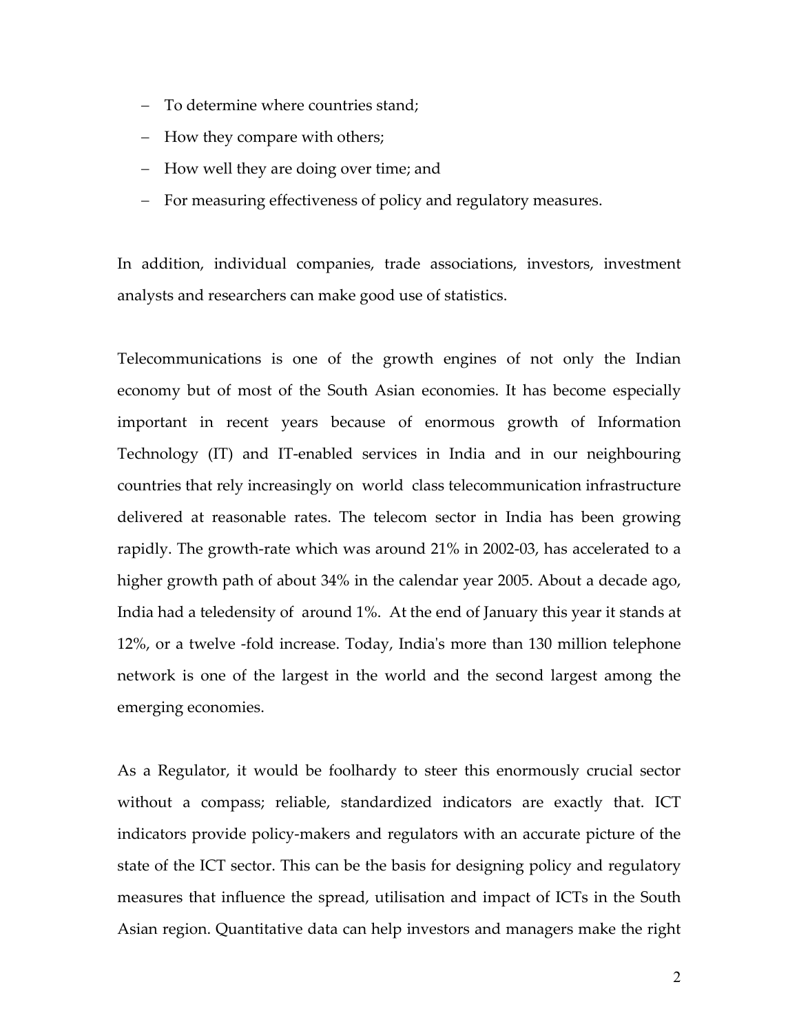- To determine where countries stand;
- How they compare with others;
- How well they are doing over time; and
- For measuring effectiveness of policy and regulatory measures.

In addition, individual companies, trade associations, investors, investment analysts and researchers can make good use of statistics.

Telecommunications is one of the growth engines of not only the Indian economy but of most of the South Asian economies. It has become especially important in recent years because of enormous growth of Information Technology (IT) and IT-enabled services in India and in our neighbouring countries that rely increasingly on world class telecommunication infrastructure delivered at reasonable rates. The telecom sector in India has been growing rapidly. The growth-rate which was around 21% in 2002-03, has accelerated to a higher growth path of about 34% in the calendar year 2005. About a decade ago, India had a teledensity of around 1%. At the end of January this year it stands at 12%, or a twelve -fold increase. Today, India's more than 130 million telephone network is one of the largest in the world and the second largest among the emerging economies.

As a Regulator, it would be foolhardy to steer this enormously crucial sector without a compass; reliable, standardized indicators are exactly that. ICT indicators provide policy-makers and regulators with an accurate picture of the state of the ICT sector. This can be the basis for designing policy and regulatory measures that influence the spread, utilisation and impact of ICTs in the South Asian region. Quantitative data can help investors and managers make the right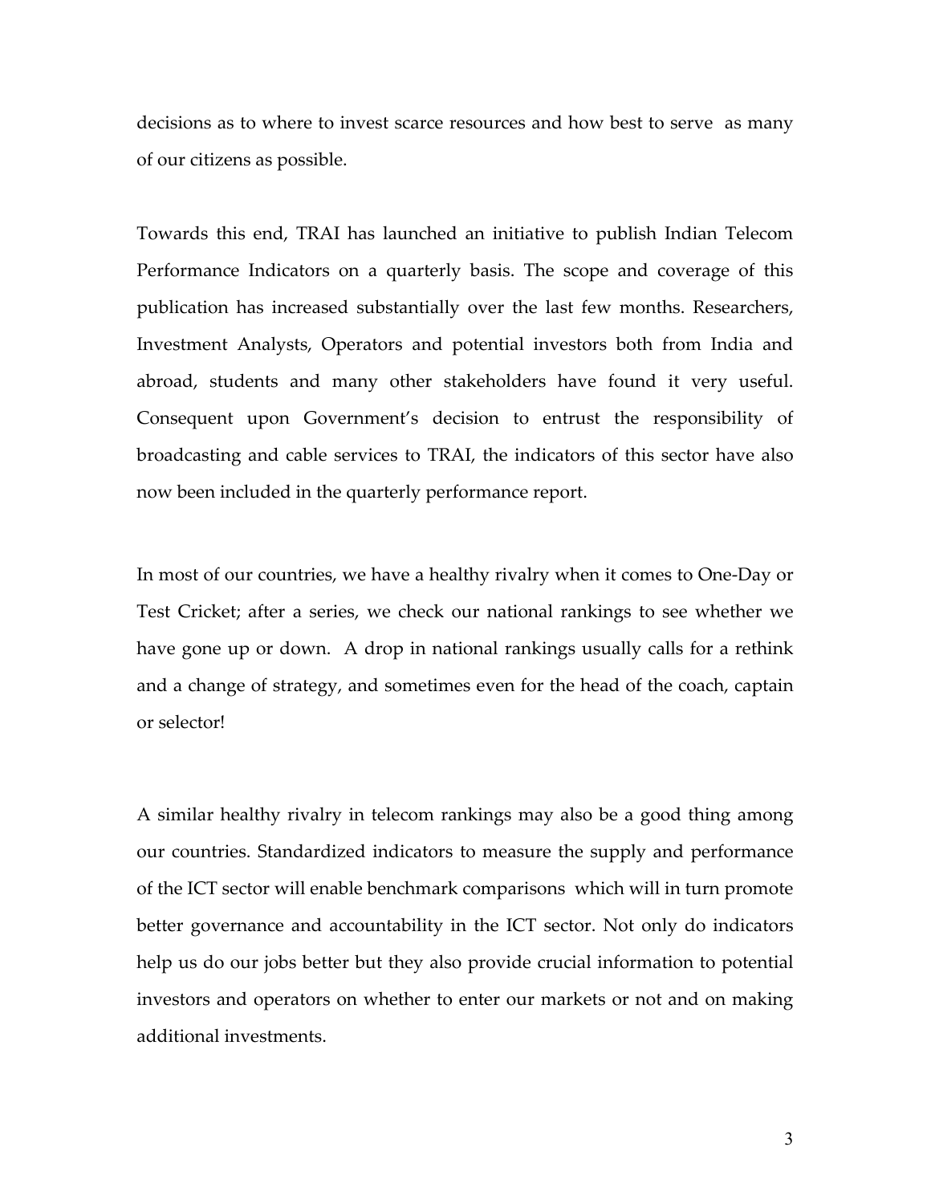decisions as to where to invest scarce resources and how best to serve as many of our citizens as possible.

Towards this end, TRAI has launched an initiative to publish Indian Telecom Performance Indicators on a quarterly basis. The scope and coverage of this publication has increased substantially over the last few months. Researchers, Investment Analysts, Operators and potential investors both from India and abroad, students and many other stakeholders have found it very useful. Consequent upon Government's decision to entrust the responsibility of broadcasting and cable services to TRAI, the indicators of this sector have also now been included in the quarterly performance report.

In most of our countries, we have a healthy rivalry when it comes to One-Day or Test Cricket; after a series, we check our national rankings to see whether we have gone up or down. A drop in national rankings usually calls for a rethink and a change of strategy, and sometimes even for the head of the coach, captain or selector!

A similar healthy rivalry in telecom rankings may also be a good thing among our countries. Standardized indicators to measure the supply and performance of the ICT sector will enable benchmark comparisons which will in turn promote better governance and accountability in the ICT sector. Not only do indicators help us do our jobs better but they also provide crucial information to potential investors and operators on whether to enter our markets or not and on making additional investments.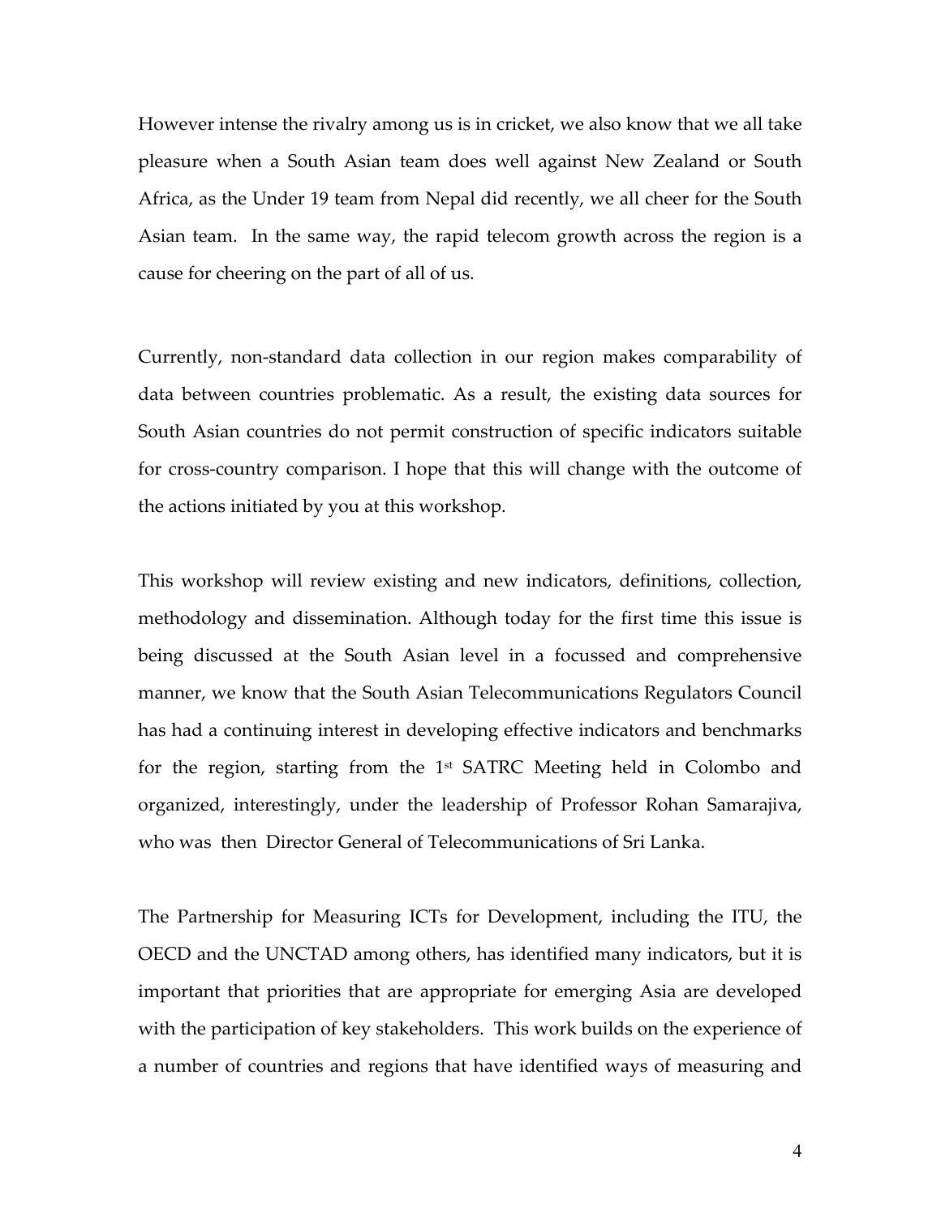However intense the rivalry among us is in cricket, we also know that we all take pleasure when a South Asian team does well against New Zealand or South Africa, as the Under 19 team from Nepal did recently, we all cheer for the South Asian team. In the same way, the rapid telecom growth across the region is a cause for cheering on the part of all of us.

Currently, non-standard data collection in our region makes comparability of data between countries problematic. As a result, the existing data sources for South Asian countries do not permit construction of specific indicators suitable for cross-country comparison. I hope that this will change with the outcome of the actions initiated by you at this workshop.

This workshop will review existing and new indicators, definitions, collection, methodology and dissemination. Although today for the first time this issue is being discussed at the South Asian level in a focussed and comprehensive manner, we know that the South Asian Telecommunications Regulators Council has had a continuing interest in developing effective indicators and benchmarks for the region, starting from the 1st SATRC Meeting held in Colombo and organized, interestingly, under the leadership of Professor Rohan Samarajiva, who was then Director General of Telecommunications of Sri Lanka.

The Partnership for Measuring ICTs for Development, including the ITU, the OECD and the UNCTAD among others, has identified many indicators, but it is important that priorities that are appropriate for emerging Asia are developed with the participation of key stakeholders. This work builds on the experience of a number of countries and regions that have identified ways of measuring and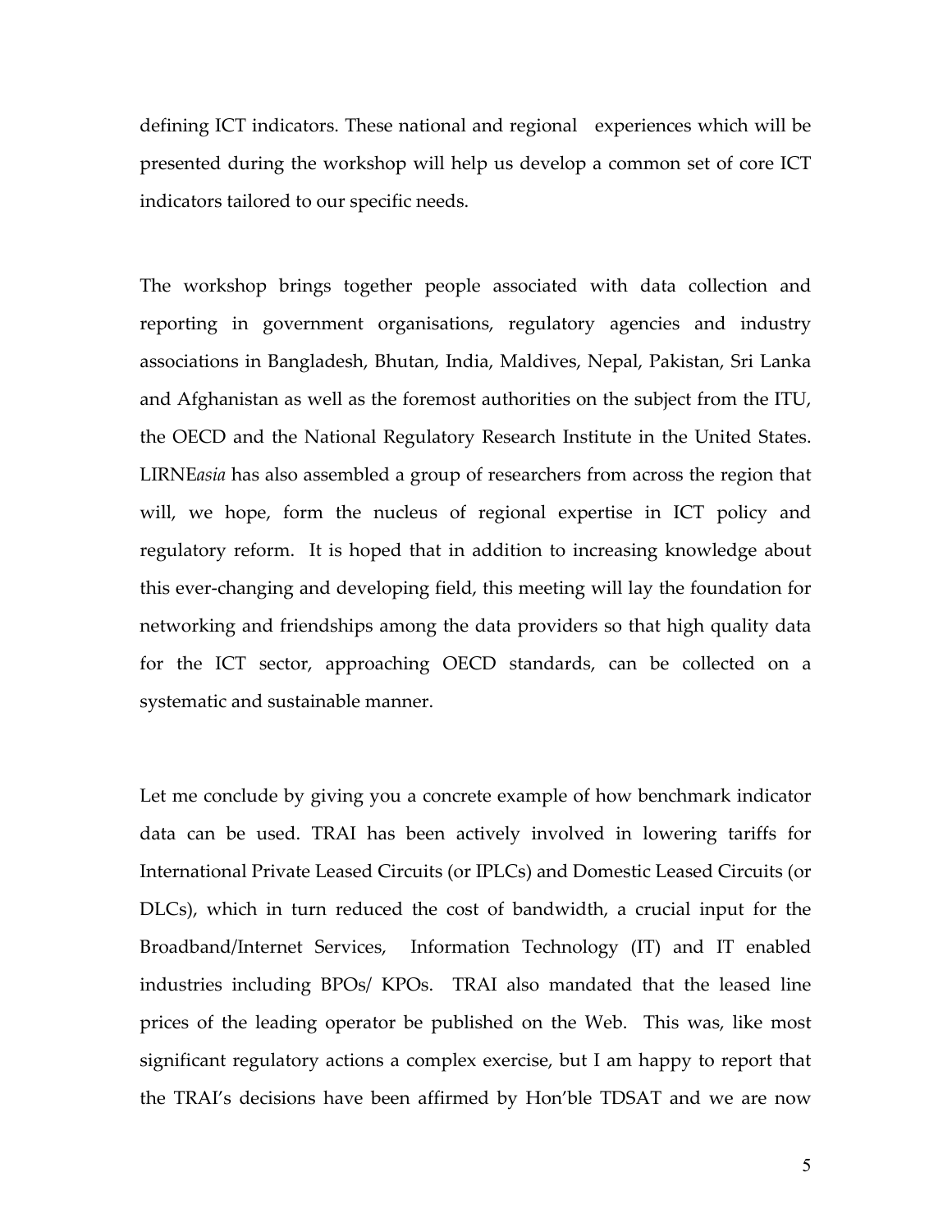defining ICT indicators. These national and regional experiences which will be presented during the workshop will help us develop a common set of core ICT indicators tailored to our specific needs.

The workshop brings together people associated with data collection and reporting in government organisations, regulatory agencies and industry associations in Bangladesh, Bhutan, India, Maldives, Nepal, Pakistan, Sri Lanka and Afghanistan as well as the foremost authorities on the subject from the ITU, the OECD and the National Regulatory Research Institute in the United States. LIRNE*asia* has also assembled a group of researchers from across the region that will, we hope, form the nucleus of regional expertise in ICT policy and regulatory reform. It is hoped that in addition to increasing knowledge about this ever-changing and developing field, this meeting will lay the foundation for networking and friendships among the data providers so that high quality data for the ICT sector, approaching OECD standards, can be collected on a systematic and sustainable manner.

Let me conclude by giving you a concrete example of how benchmark indicator data can be used. TRAI has been actively involved in lowering tariffs for International Private Leased Circuits (or IPLCs) and Domestic Leased Circuits (or DLCs), which in turn reduced the cost of bandwidth, a crucial input for the Broadband/Internet Services, Information Technology (IT) and IT enabled industries including BPOs/ KPOs. TRAI also mandated that the leased line prices of the leading operator be published on the Web. This was, like most significant regulatory actions a complex exercise, but I am happy to report that the TRAI's decisions have been affirmed by Hon'ble TDSAT and we are now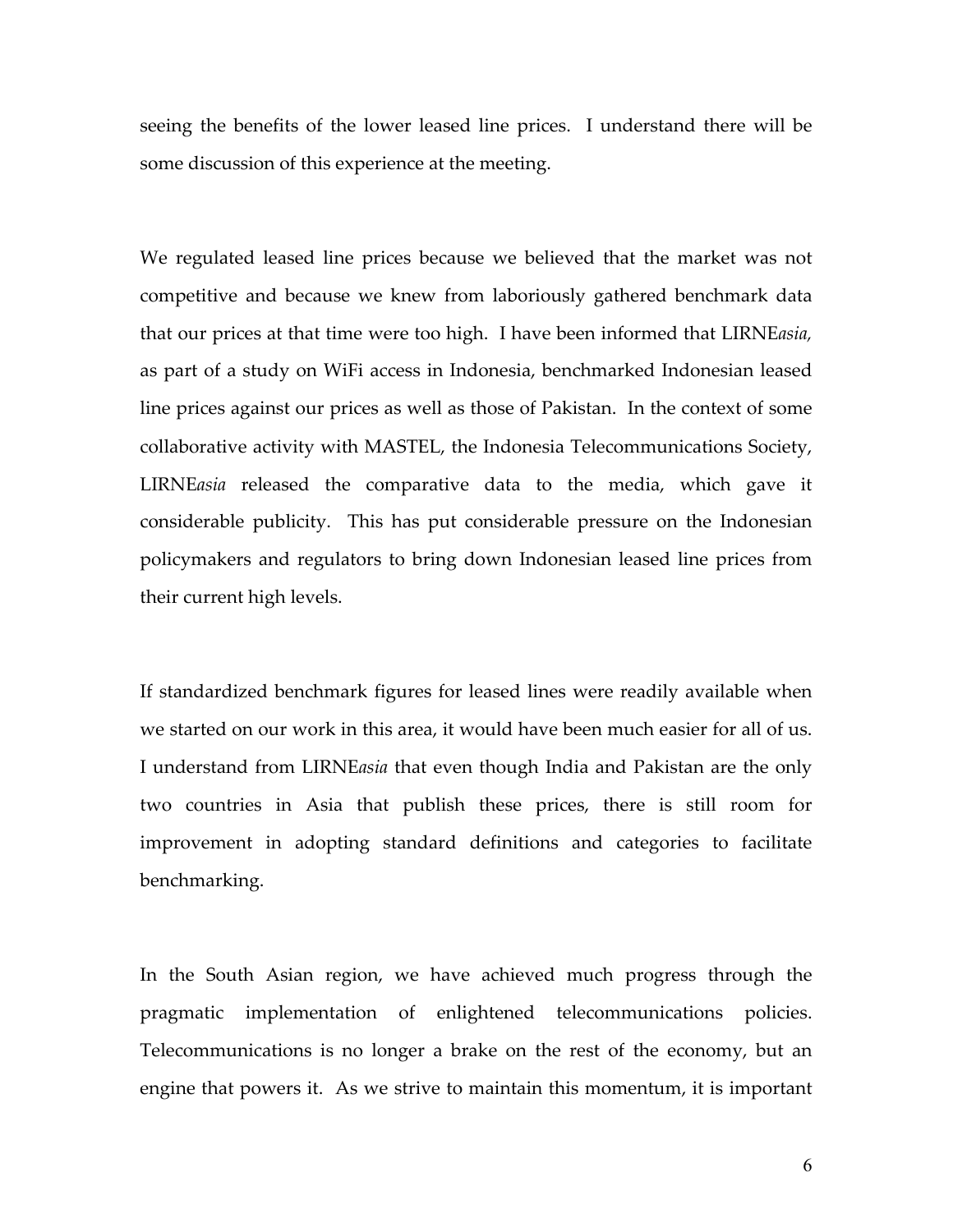seeing the benefits of the lower leased line prices. I understand there will be some discussion of this experience at the meeting.

We regulated leased line prices because we believed that the market was not competitive and because we knew from laboriously gathered benchmark data that our prices at that time were too high. I have been informed that LIRNE*asia,* as part of a study on WiFi access in Indonesia, benchmarked Indonesian leased line prices against our prices as well as those of Pakistan. In the context of some collaborative activity with MASTEL, the Indonesia Telecommunications Society, LIRNE*asia* released the comparative data to the media, which gave it considerable publicity. This has put considerable pressure on the Indonesian policymakers and regulators to bring down Indonesian leased line prices from their current high levels.

If standardized benchmark figures for leased lines were readily available when we started on our work in this area, it would have been much easier for all of us. I understand from LIRNE*asia* that even though India and Pakistan are the only two countries in Asia that publish these prices, there is still room for improvement in adopting standard definitions and categories to facilitate benchmarking.

In the South Asian region, we have achieved much progress through the pragmatic implementation of enlightened telecommunications policies. Telecommunications is no longer a brake on the rest of the economy, but an engine that powers it. As we strive to maintain this momentum, it is important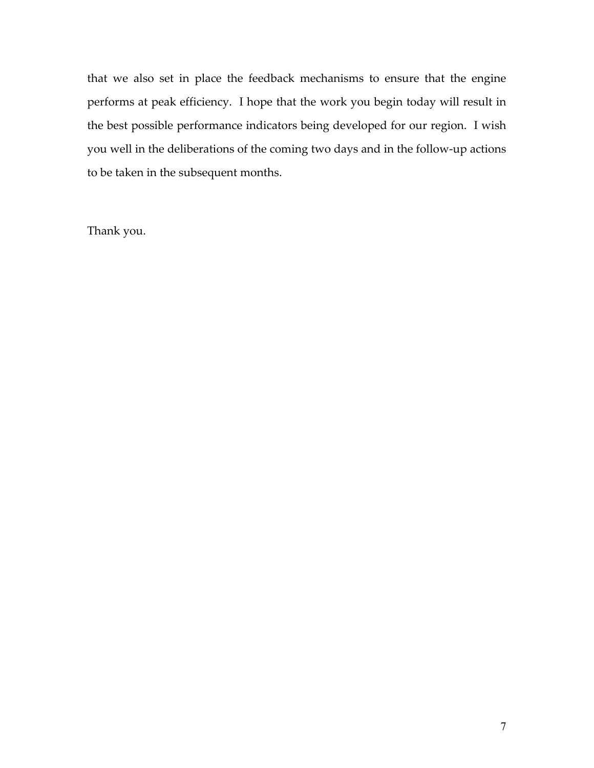that we also set in place the feedback mechanisms to ensure that the engine performs at peak efficiency. I hope that the work you begin today will result in the best possible performance indicators being developed for our region. I wish you well in the deliberations of the coming two days and in the follow-up actions to be taken in the subsequent months.

Thank you.